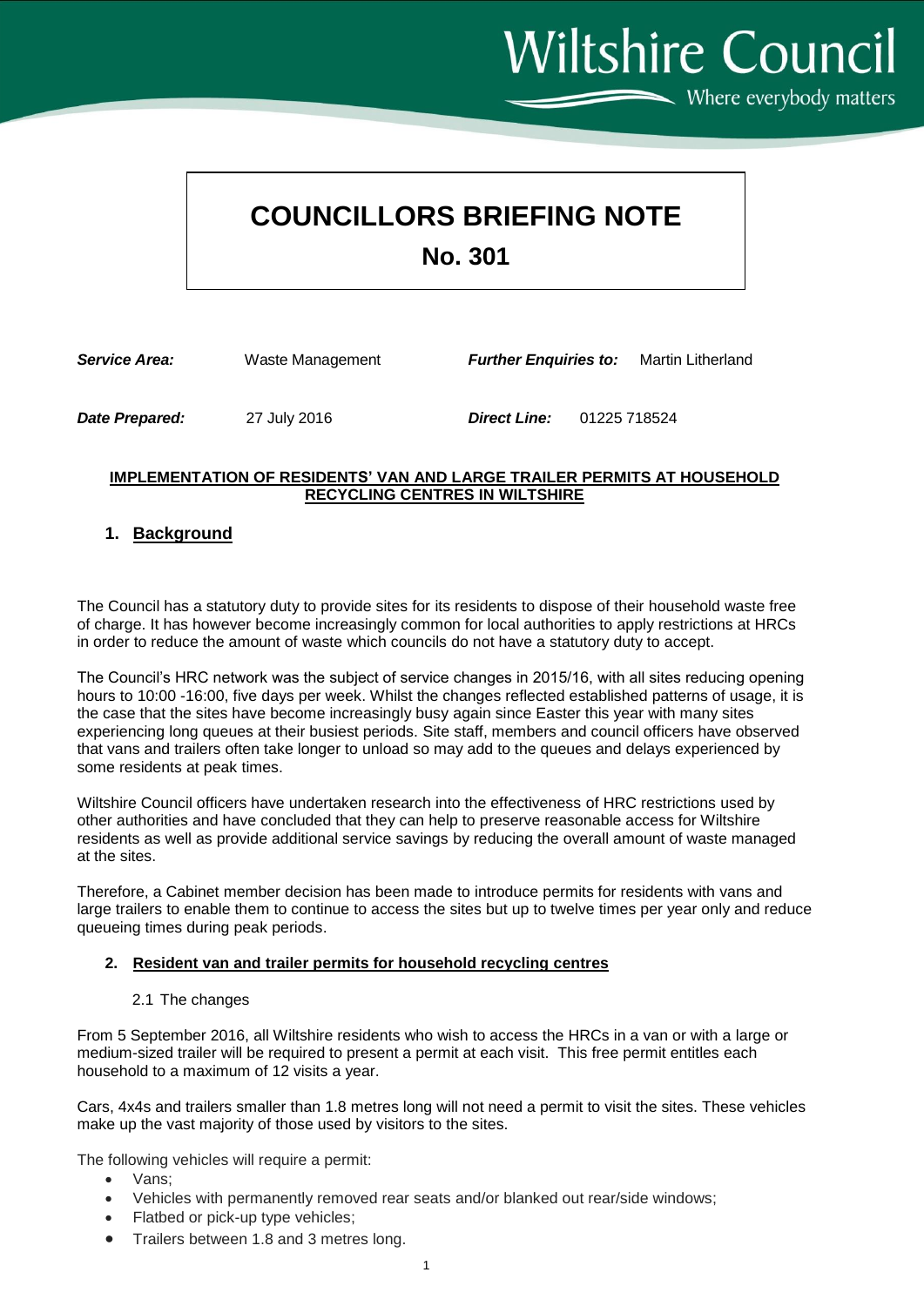Wiltshire Council

Where everybody matters

# COUNCILLORS BRIEFING NOTE

## No. 301

| | | | |
|---|---|---|---|
| ***Service Area:*** | Waste Management | ***Further Enquiries to:*** | Martin Litherland |
| ***Date Prepared:*** | 27 July 2016 | ***Direct Line:*** | 01225 718524 |

**IMPLEMENTATION OF RESIDENTS' VAN AND LARGE TRAILER PERMITS AT HOUSEHOLD RECYCLING CENTRES IN WILTSHIRE**

## 1. Background

The Council has a statutory duty to provide sites for its residents to dispose of their household waste free of charge. It has however become increasingly common for local authorities to apply restrictions at HRCs in order to reduce the amount of waste which councils do not have a statutory duty to accept.

The Council's HRC network was the subject of service changes in 2015/16, with all sites reducing opening hours to 10:00 -16:00, five days per week. Whilst the changes reflected established patterns of usage, it is the case that the sites have become increasingly busy again since Easter this year with many sites experiencing long queues at their busiest periods. Site staff, members and council officers have observed that vans and trailers often take longer to unload so may add to the queues and delays experienced by some residents at peak times.

Wiltshire Council officers have undertaken research into the effectiveness of HRC restrictions used by other authorities and have concluded that they can help to preserve reasonable access for Wiltshire residents as well as provide additional service savings by reducing the overall amount of waste managed at the sites.

Therefore, a Cabinet member decision has been made to introduce permits for residents with vans and large trailers to enable them to continue to access the sites but up to twelve times per year only and reduce queueing times during peak periods.

## 2. Resident van and trailer permits for household recycling centres

### 2.1 The changes

From 5 September 2016, all Wiltshire residents who wish to access the HRCs in a van or with a large or medium-sized trailer will be required to present a permit at each visit. This free permit entitles each household to a maximum of 12 visits a year.

Cars, 4x4s and trailers smaller than 1.8 metres long will not need a permit to visit the sites. These vehicles make up the vast majority of those used by visitors to the sites.

The following vehicles will require a permit:

- Vans;
- Vehicles with permanently removed rear seats and/or blanked out rear/side windows;
- Flatbed or pick-up type vehicles;
- Trailers between 1.8 and 3 metres long.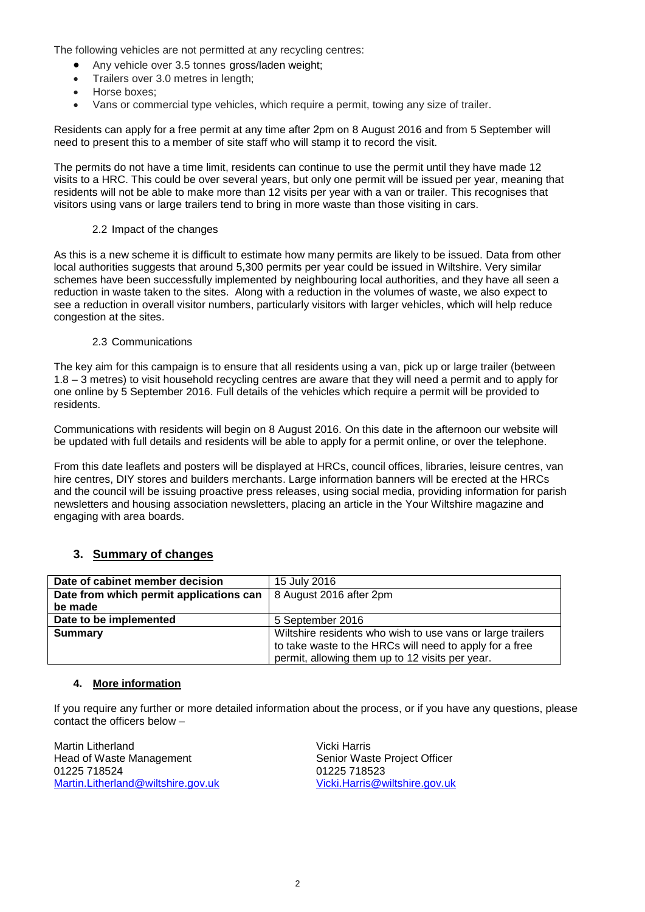The following vehicles are not permitted at any recycling centres:

- Any vehicle over 3.5 tonnes gross/laden weight;
- Trailers over 3.0 metres in length;
- Horse boxes;
- Vans or commercial type vehicles, which require a permit, towing any size of trailer.

Residents can apply for a free permit at any time after 2pm on 8 August 2016 and from 5 September will need to present this to a member of site staff who will stamp it to record the visit.

The permits do not have a time limit, residents can continue to use the permit until they have made 12 visits to a HRC. This could be over several years, but only one permit will be issued per year, meaning that residents will not be able to make more than 12 visits per year with a van or trailer. This recognises that visitors using vans or large trailers tend to bring in more waste than those visiting in cars.

### 2.2 Impact of the changes

As this is a new scheme it is difficult to estimate how many permits are likely to be issued. Data from other local authorities suggests that around 5,300 permits per year could be issued in Wiltshire. Very similar schemes have been successfully implemented by neighbouring local authorities, and they have all seen a reduction in waste taken to the sites. Along with a reduction in the volumes of waste, we also expect to see a reduction in overall visitor numbers, particularly visitors with larger vehicles, which will help reduce congestion at the sites.

### 2.3 Communications

The key aim for this campaign is to ensure that all residents using a van, pick up or large trailer (between 1.8 – 3 metres) to visit household recycling centres are aware that they will need a permit and to apply for one online by 5 September 2016. Full details of the vehicles which require a permit will be provided to residents.

Communications with residents will begin on 8 August 2016. On this date in the afternoon our website will be updated with full details and residents will be able to apply for a permit online, or over the telephone.

From this date leaflets and posters will be displayed at HRCs, council offices, libraries, leisure centres, van hire centres, DIY stores and builders merchants. Large information banners will be erected at the HRCs and the council will be issuing proactive press releases, using social media, providing information for parish newsletters and housing association newsletters, placing an article in the Your Wiltshire magazine and engaging with area boards.

## 3. Summary of changes

| | |
|---|---|
| **Date of cabinet member decision** | 15 July 2016 |
| **Date from which permit applications can be made** | 8 August 2016 after 2pm |
| **Date to be implemented** | 5 September 2016 |
| **Summary** | Wiltshire residents who wish to use vans or large trailers to take waste to the HRCs will need to apply for a free permit, allowing them up to 12 visits per year. |

## 4. More information

If you require any further or more detailed information about the process, or if you have any questions, please contact the officers below –

Martin Litherland
Head of Waste Management
01225 718524
Martin.Litherland@wiltshire.gov.uk

Vicki Harris
Senior Waste Project Officer
01225 718523
Vicki.Harris@wiltshire.gov.uk